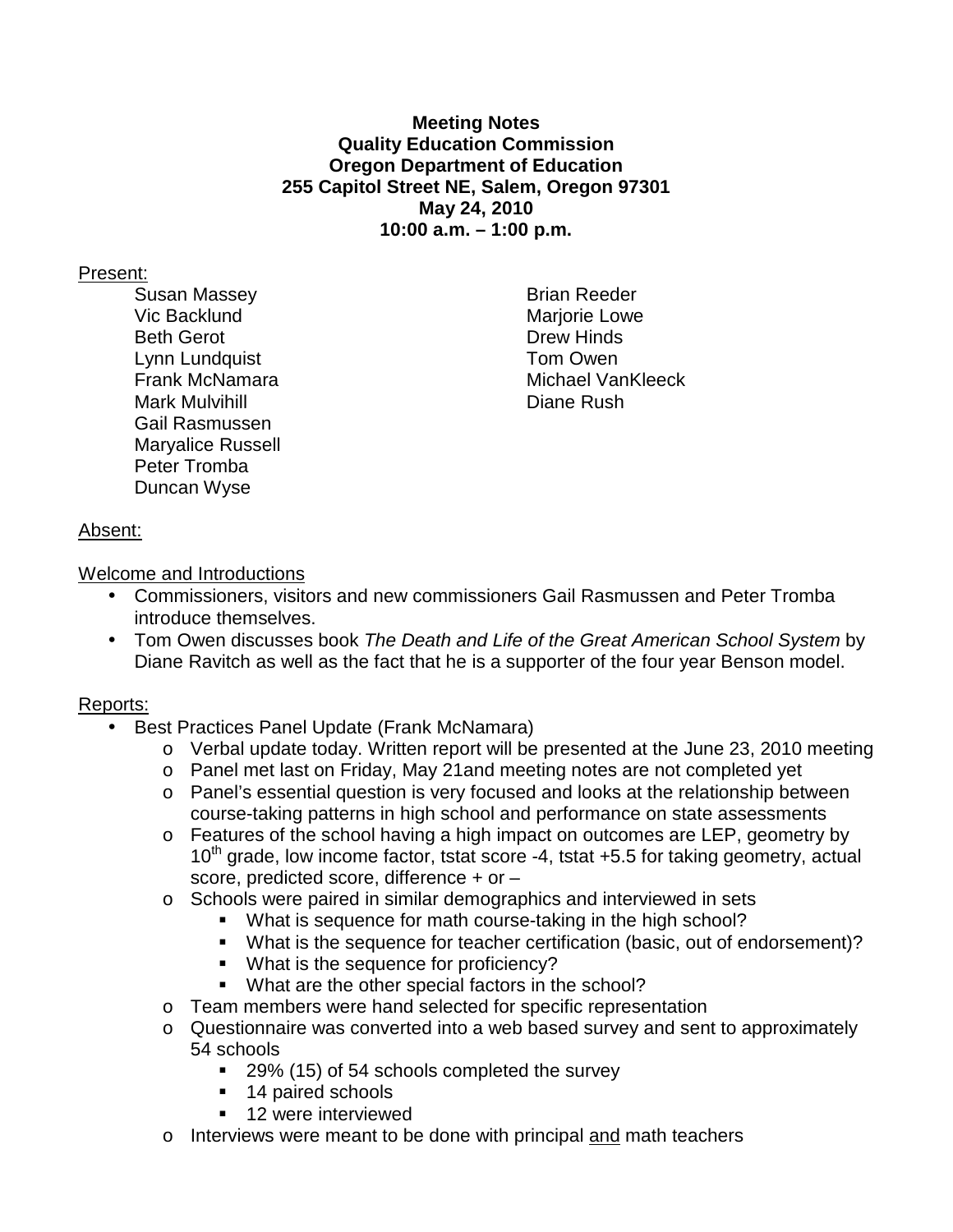**Meeting Notes**
**Quality Education Commission**
**Oregon Department of Education**
**255 Capitol Street NE, Salem, Oregon 97301**
**May 24, 2010**
**10:00 a.m. – 1:00 p.m.**

Present:

- Susan Massey
- Vic Backlund
- Beth Gerot
- Lynn Lundquist
- Frank McNamara
- Mark Mulvihill
- Gail Rasmussen
- Maryalice Russell
- Peter Tromba
- Duncan Wyse
- Brian Reeder
- Marjorie Lowe
- Drew Hinds
- Tom Owen
- Michael VanKleeck
- Diane Rush

Absent:

Welcome and Introductions

- Commissioners, visitors and new commissioners Gail Rasmussen and Peter Tromba introduce themselves.
- Tom Owen discusses book *The Death and Life of the Great American School System* by Diane Ravitch as well as the fact that he is a supporter of the four year Benson model.

Reports:

- Best Practices Panel Update (Frank McNamara)
  - Verbal update today. Written report will be presented at the June 23, 2010 meeting
  - Panel met last on Friday, May 21and meeting notes are not completed yet
  - Panel's essential question is very focused and looks at the relationship between course-taking patterns in high school and performance on state assessments
  - Features of the school having a high impact on outcomes are LEP, geometry by 10th grade, low income factor, tstat score -4, tstat +5.5 for taking geometry, actual score, predicted score, difference + or –
  - Schools were paired in similar demographics and interviewed in sets
    - What is sequence for math course-taking in the high school?
    - What is the sequence for teacher certification (basic, out of endorsement)?
    - What is the sequence for proficiency?
    - What are the other special factors in the school?
  - Team members were hand selected for specific representation
  - Questionnaire was converted into a web based survey and sent to approximately 54 schools
    - 29% (15) of 54 schools completed the survey
    - 14 paired schools
    - 12 were interviewed
  - Interviews were meant to be done with principal and math teachers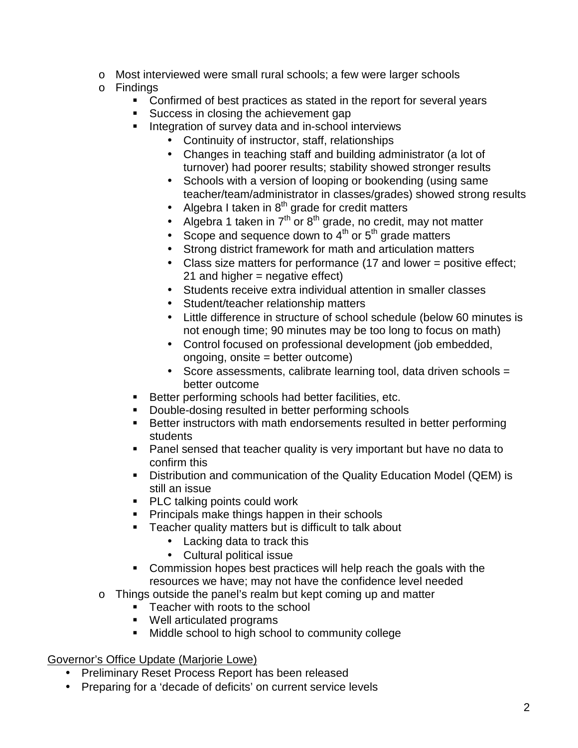- Most interviewed were small rural schools; a few were larger schools
- Findings
  - Confirmed of best practices as stated in the report for several years
  - Success in closing the achievement gap
  - Integration of survey data and in-school interviews
    - Continuity of instructor, staff, relationships
    - Changes in teaching staff and building administrator (a lot of turnover) had poorer results; stability showed stronger results
    - Schools with a version of looping or bookending (using same teacher/team/administrator in classes/grades) showed strong results
    - Algebra I taken in 8th grade for credit matters
    - Algebra 1 taken in 7th or 8th grade, no credit, may not matter
    - Scope and sequence down to 4th or 5th grade matters
    - Strong district framework for math and articulation matters
    - Class size matters for performance (17 and lower = positive effect; 21 and higher = negative effect)
    - Students receive extra individual attention in smaller classes
    - Student/teacher relationship matters
    - Little difference in structure of school schedule (below 60 minutes is not enough time; 90 minutes may be too long to focus on math)
    - Control focused on professional development (job embedded, ongoing, onsite = better outcome)
    - Score assessments, calibrate learning tool, data driven schools = better outcome
  - Better performing schools had better facilities, etc.
  - Double-dosing resulted in better performing schools
  - Better instructors with math endorsements resulted in better performing students
  - Panel sensed that teacher quality is very important but have no data to confirm this
  - Distribution and communication of the Quality Education Model (QEM) is still an issue
  - PLC talking points could work
  - Principals make things happen in their schools
  - Teacher quality matters but is difficult to talk about
    - Lacking data to track this
    - Cultural political issue
  - Commission hopes best practices will help reach the goals with the resources we have; may not have the confidence level needed
- Things outside the panel's realm but kept coming up and matter
  - Teacher with roots to the school
  - Well articulated programs
  - Middle school to high school to community college

<u>Governor's Office Update (Marjorie Lowe)</u>

- Preliminary Reset Process Report has been released
- Preparing for a 'decade of deficits' on current service levels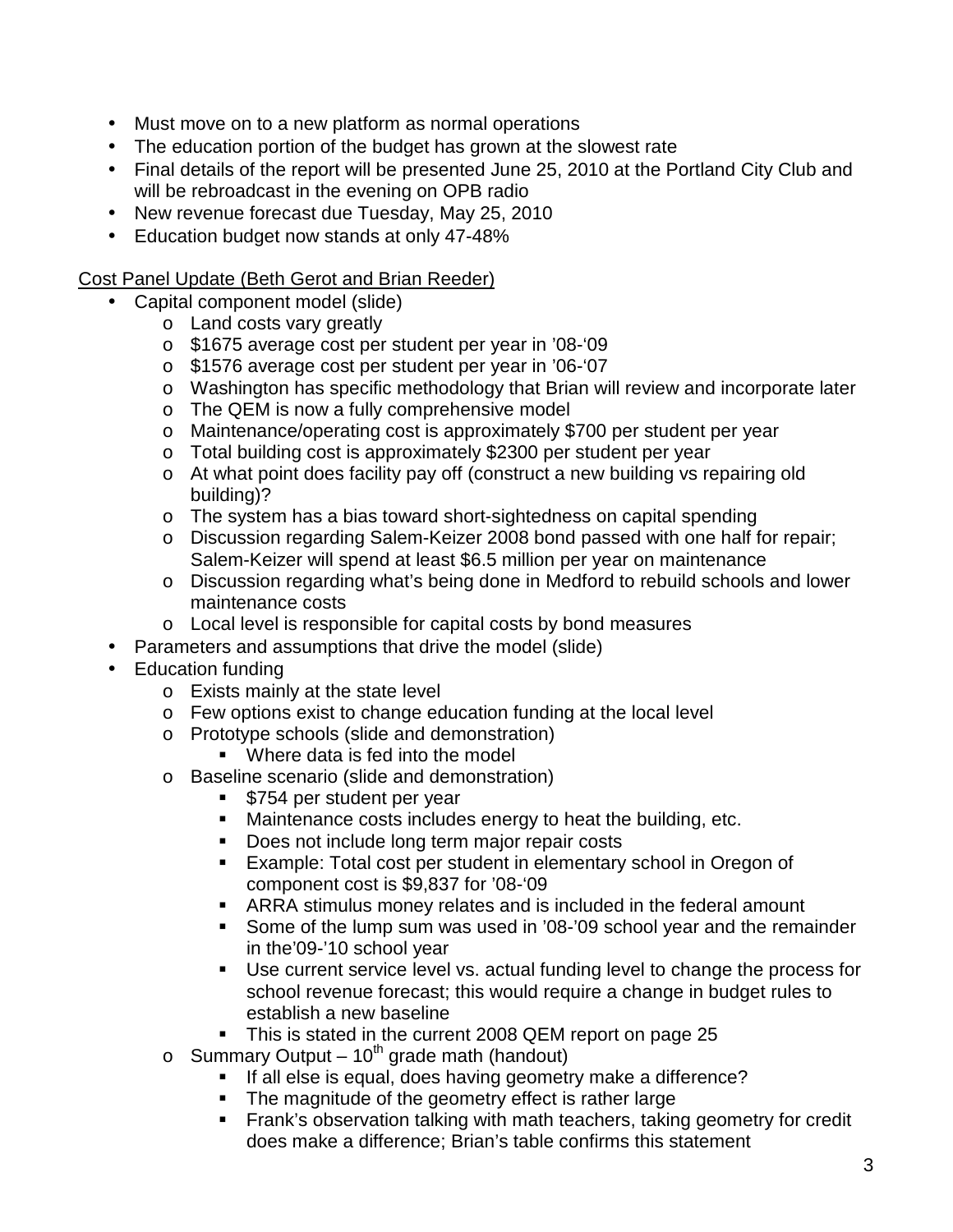- Must move on to a new platform as normal operations
- The education portion of the budget has grown at the slowest rate
- Final details of the report will be presented June 25, 2010 at the Portland City Club and will be rebroadcast in the evening on OPB radio
- New revenue forecast due Tuesday, May 25, 2010
- Education budget now stands at only 47-48%

<u>Cost Panel Update (Beth Gerot and Brian Reeder)</u>

- Capital component model (slide)
  - Land costs vary greatly
  - \$1675 average cost per student per year in '08-'09
  - \$1576 average cost per student per year in '06-'07
  - Washington has specific methodology that Brian will review and incorporate later
  - The QEM is now a fully comprehensive model
  - Maintenance/operating cost is approximately \$700 per student per year
  - Total building cost is approximately \$2300 per student per year
  - At what point does facility pay off (construct a new building vs repairing old building)?
  - The system has a bias toward short-sightedness on capital spending
  - Discussion regarding Salem-Keizer 2008 bond passed with one half for repair; Salem-Keizer will spend at least \$6.5 million per year on maintenance
  - Discussion regarding what's being done in Medford to rebuild schools and lower maintenance costs
  - Local level is responsible for capital costs by bond measures
- Parameters and assumptions that drive the model (slide)
- Education funding
  - Exists mainly at the state level
  - Few options exist to change education funding at the local level
  - Prototype schools (slide and demonstration)
    - Where data is fed into the model
  - Baseline scenario (slide and demonstration)
    - \$754 per student per year
    - Maintenance costs includes energy to heat the building, etc.
    - Does not include long term major repair costs
    - Example: Total cost per student in elementary school in Oregon of component cost is \$9,837 for '08-'09
    - ARRA stimulus money relates and is included in the federal amount
    - Some of the lump sum was used in '08-'09 school year and the remainder in the'09-'10 school year
    - Use current service level vs. actual funding level to change the process for school revenue forecast; this would require a change in budget rules to establish a new baseline
    - This is stated in the current 2008 QEM report on page 25
  - Summary Output – 10th grade math (handout)
    - If all else is equal, does having geometry make a difference?
    - The magnitude of the geometry effect is rather large
    - Frank's observation talking with math teachers, taking geometry for credit does make a difference; Brian's table confirms this statement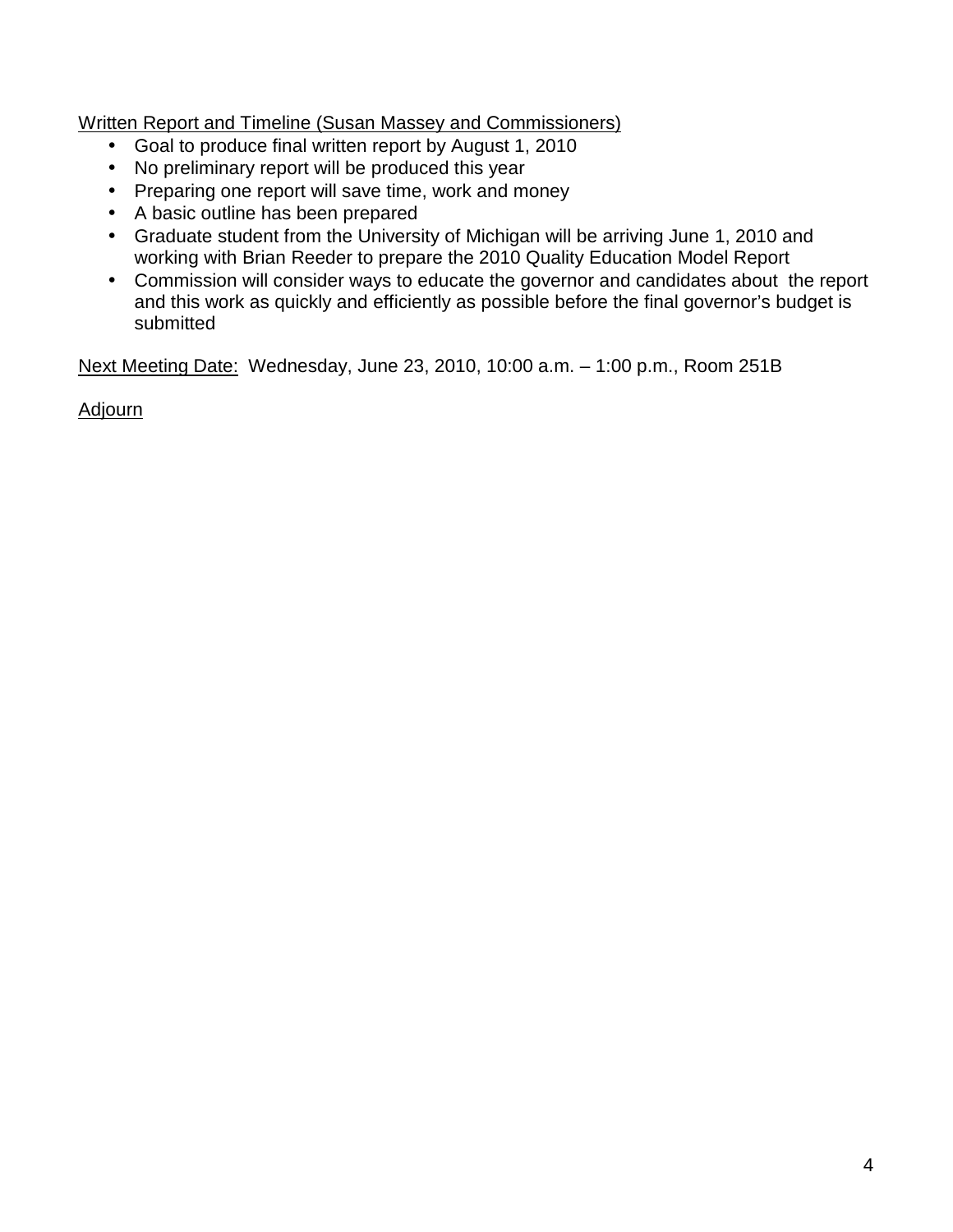Written Report and Timeline (Susan Massey and Commissioners)

- Goal to produce final written report by August 1, 2010
- No preliminary report will be produced this year
- Preparing one report will save time, work and money
- A basic outline has been prepared
- Graduate student from the University of Michigan will be arriving June 1, 2010 and working with Brian Reeder to prepare the 2010 Quality Education Model Report
- Commission will consider ways to educate the governor and candidates about the report and this work as quickly and efficiently as possible before the final governor's budget is submitted

Next Meeting Date: Wednesday, June 23, 2010, 10:00 a.m. – 1:00 p.m., Room 251B

Adjourn